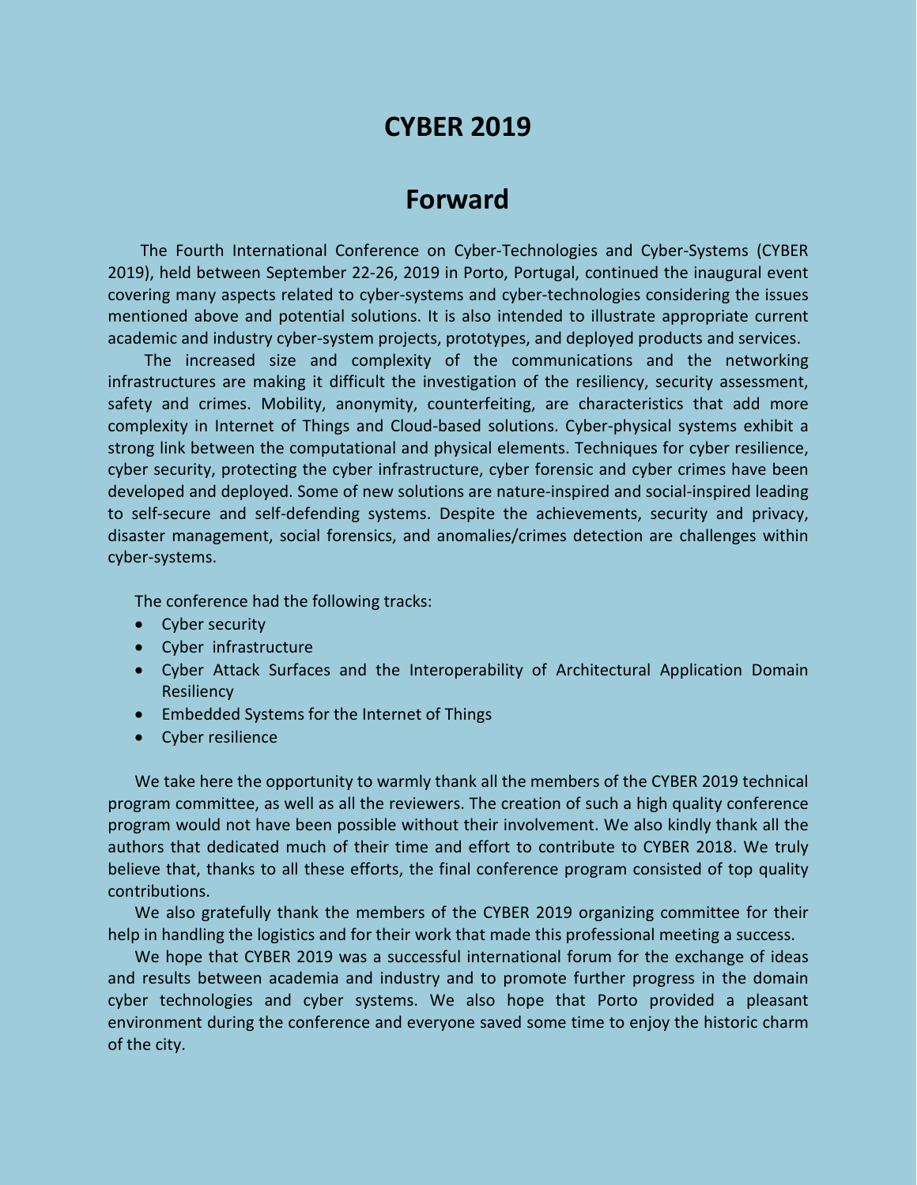# CYBER 2019

## Forward

The Fourth International Conference on Cyber-Technologies and Cyber-Systems (CYBER 2019), held between September 22-26, 2019 in Porto, Portugal, continued the inaugural event covering many aspects related to cyber-systems and cyber-technologies considering the issues mentioned above and potential solutions. It is also intended to illustrate appropriate current academic and industry cyber-system projects, prototypes, and deployed products and services.

The increased size and complexity of the communications and the networking infrastructures are making it difficult the investigation of the resiliency, security assessment, safety and crimes. Mobility, anonymity, counterfeiting, are characteristics that add more complexity in Internet of Things and Cloud-based solutions. Cyber-physical systems exhibit a strong link between the computational and physical elements. Techniques for cyber resilience, cyber security, protecting the cyber infrastructure, cyber forensic and cyber crimes have been developed and deployed. Some of new solutions are nature-inspired and social-inspired leading to self-secure and self-defending systems. Despite the achievements, security and privacy, disaster management, social forensics, and anomalies/crimes detection are challenges within cyber-systems.

The conference had the following tracks:

- Cyber security
- Cyber infrastructure
- Cyber Attack Surfaces and the Interoperability of Architectural Application Domain Resiliency
- Embedded Systems for the Internet of Things
- Cyber resilience

We take here the opportunity to warmly thank all the members of the CYBER 2019 technical program committee, as well as all the reviewers. The creation of such a high quality conference program would not have been possible without their involvement. We also kindly thank all the authors that dedicated much of their time and effort to contribute to CYBER 2018. We truly believe that, thanks to all these efforts, the final conference program consisted of top quality contributions.

We also gratefully thank the members of the CYBER 2019 organizing committee for their help in handling the logistics and for their work that made this professional meeting a success.

We hope that CYBER 2019 was a successful international forum for the exchange of ideas and results between academia and industry and to promote further progress in the domain cyber technologies and cyber systems. We also hope that Porto provided a pleasant environment during the conference and everyone saved some time to enjoy the historic charm of the city.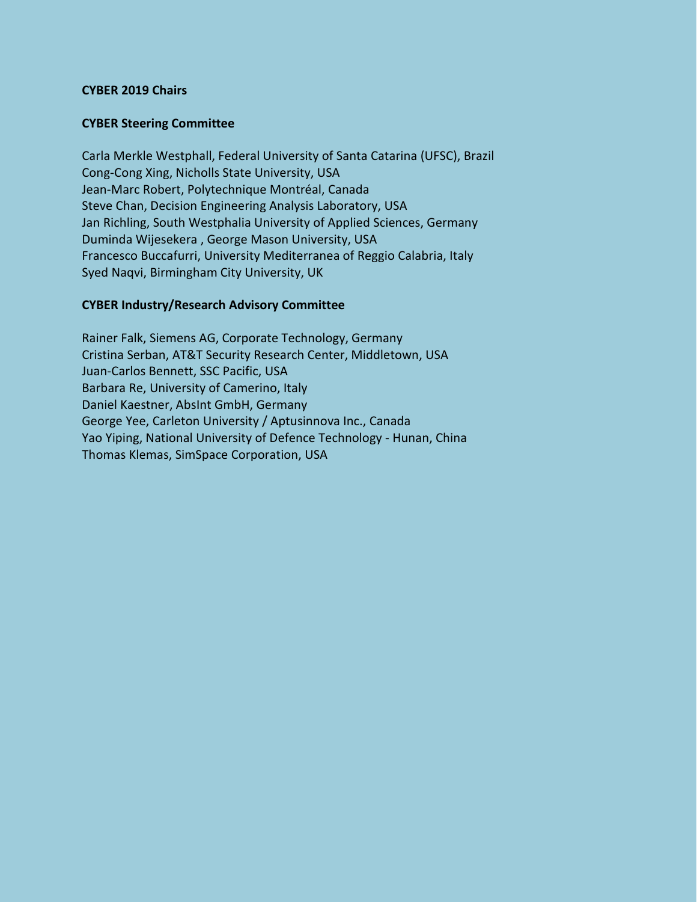**CYBER 2019 Chairs**

**CYBER Steering Committee**

Carla Merkle Westphall, Federal University of Santa Catarina (UFSC), Brazil
Cong-Cong Xing, Nicholls State University, USA
Jean-Marc Robert, Polytechnique Montréal, Canada
Steve Chan, Decision Engineering Analysis Laboratory, USA
Jan Richling, South Westphalia University of Applied Sciences, Germany
Duminda Wijesekera , George Mason University, USA
Francesco Buccafurri, University Mediterranea of Reggio Calabria, Italy
Syed Naqvi, Birmingham City University, UK

**CYBER Industry/Research Advisory Committee**

Rainer Falk, Siemens AG, Corporate Technology, Germany
Cristina Serban, AT&T Security Research Center, Middletown, USA
Juan-Carlos Bennett, SSC Pacific, USA
Barbara Re, University of Camerino, Italy
Daniel Kaestner, AbsInt GmbH, Germany
George Yee, Carleton University / Aptusinnova Inc., Canada
Yao Yiping, National University of Defence Technology - Hunan, China
Thomas Klemas, SimSpace Corporation, USA